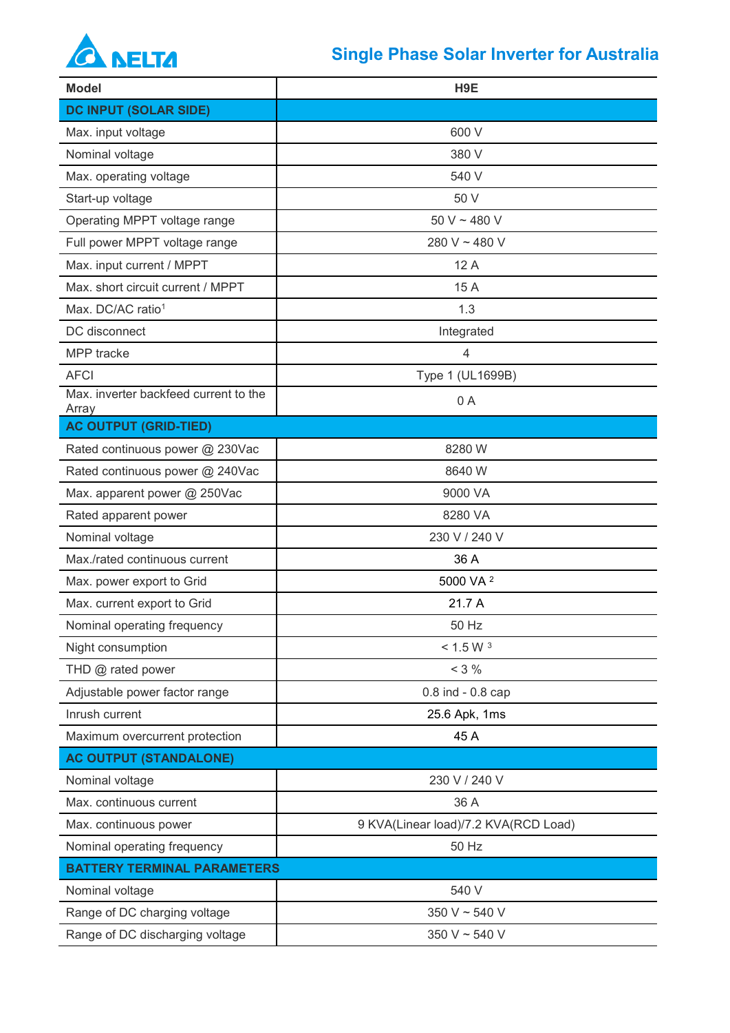# Single Phase Solar Inverter for Australia

| Model | H9E |
|---|---|
| **DC INPUT (SOLAR SIDE)** | |
| Max. input voltage | 600 V |
| Nominal voltage | 380 V |
| Max. operating voltage | 540 V |
| Start-up voltage | 50 V |
| Operating MPPT voltage range | 50 V ~ 480 V |
| Full power MPPT voltage range | 280 V ~ 480 V |
| Max. input current / MPPT | 12 A |
| Max. short circuit current / MPPT | 15 A |
| Max. DC/AC ratio[1] | 1.3 |
| DC disconnect | Integrated |
| MPP tracke | 4 |
| AFCI | Type 1 (UL1699B) |
| Max. inverter backfeed current to the Array | 0 A |
| **AC OUTPUT (GRID-TIED)** | |
| Rated continuous power @ 230Vac | 8280 W |
| Rated continuous power @ 240Vac | 8640 W |
| Max. apparent power @ 250Vac | 9000 VA |
| Rated apparent power | 8280 VA |
| Nominal voltage | 230 V / 240 V |
| Max./rated continuous current | 36 A |
| Max. power export to Grid | 5000 VA [2] |
| Max. current export to Grid | 21.7 A |
| Nominal operating frequency | 50 Hz |
| Night consumption | < 1.5 W [3] |
| THD @ rated power | < 3 % |
| Adjustable power factor range | 0.8 ind - 0.8 cap |
| Inrush current | 25.6 Apk, 1ms |
| Maximum overcurrent protection | 45 A |
| **AC OUTPUT (STANDALONE)** | |
| Nominal voltage | 230 V / 240 V |
| Max. continuous current | 36 A |
| Max. continuous power | 9 KVA(Linear load)/7.2 KVA(RCD Load) |
| Nominal operating frequency | 50 Hz |
| **BATTERY TERMINAL PARAMETERS** | |
| Nominal voltage | 540 V |
| Range of DC charging voltage | 350 V ~ 540 V |
| Range of DC discharging voltage | 350 V ~ 540 V |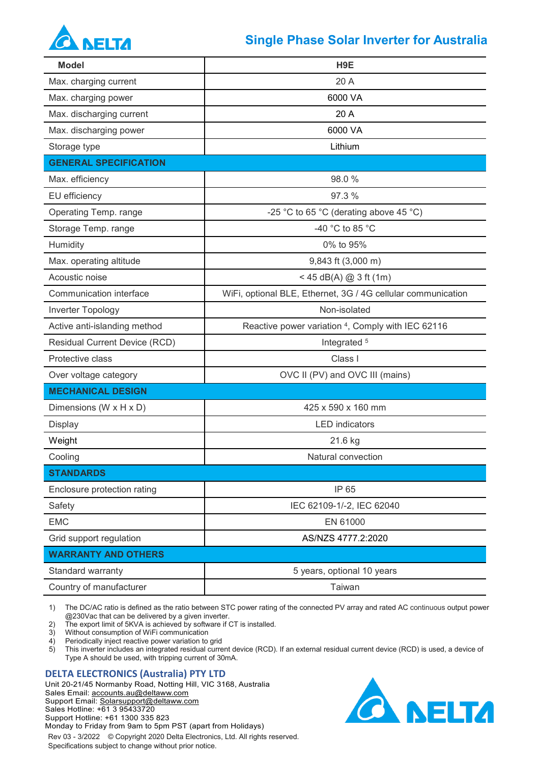# Single Phase Solar Inverter for Australia

| Model | H9E |
|---|---|
| Max. charging current | 20 A |
| Max. charging power | 6000 VA |
| Max. discharging current | 20 A |
| Max. discharging power | 6000 VA |
| Storage type | Lithium |
| **GENERAL SPECIFICATION** | |
| Max. efficiency | 98.0 % |
| EU efficiency | 97.3 % |
| Operating Temp. range | -25 °C to 65 °C (derating above 45 °C) |
| Storage Temp. range | -40 °C to 85 °C |
| Humidity | 0% to 95% |
| Max. operating altitude | 9,843 ft (3,000 m) |
| Acoustic noise | < 45 dB(A) @ 3 ft (1m) |
| Communication interface | WiFi, optional BLE, Ethernet, 3G / 4G cellular communication |
| Inverter Topology | Non-isolated |
| Active anti-islanding method | Reactive power variation [4], Comply with IEC 62116 |
| Residual Current Device (RCD) | Integrated [5] |
| Protective class | Class I |
| Over voltage category | OVC II (PV) and OVC III (mains) |
| **MECHANICAL DESIGN** | |
| Dimensions (W x H x D) | 425 x 590 x 160 mm |
| Display | LED indicators |
| Weight | 21.6 kg |
| Cooling | Natural convection |
| **STANDARDS** | |
| Enclosure protection rating | IP 65 |
| Safety | IEC 62109-1/-2, IEC 62040 |
| EMC | EN 61000 |
| Grid support regulation | AS/NZS 4777.2:2020 |
| **WARRANTY AND OTHERS** | |
| Standard warranty | 5 years, optional 10 years |
| Country of manufacturer | Taiwan |

1) The DC/AC ratio is defined as the ratio between STC power rating of the connected PV array and rated AC continuous output power @230Vac that can be delivered by a given inverter.
2) The export limit of 5KVA is achieved by software if CT is installed.
3) Without consumption of WiFi communication
4) Periodically inject reactive power variation to grid
5) This inverter includes an integrated residual current device (RCD). If an external residual current device (RCD) is used, a device of Type A should be used, with tripping current of 30mA.

**DELTA ELECTRONICS (Australia) PTY LTD**
Unit 20-21/45 Normanby Road, Notting Hill, VIC 3168, Australia
Sales Email: accounts.au@deltaww.com
Support Email: Solarsupport@deltaww.com
Sales Hotline: +61 3 95433720
Support Hotline: +61 1300 335 823
Monday to Friday from 9am to 5pm PST (apart from Holidays)

Rev 03 - 3/2022 © Copyright 2020 Delta Electronics, Ltd. All rights reserved.
Specifications subject to change without prior notice.